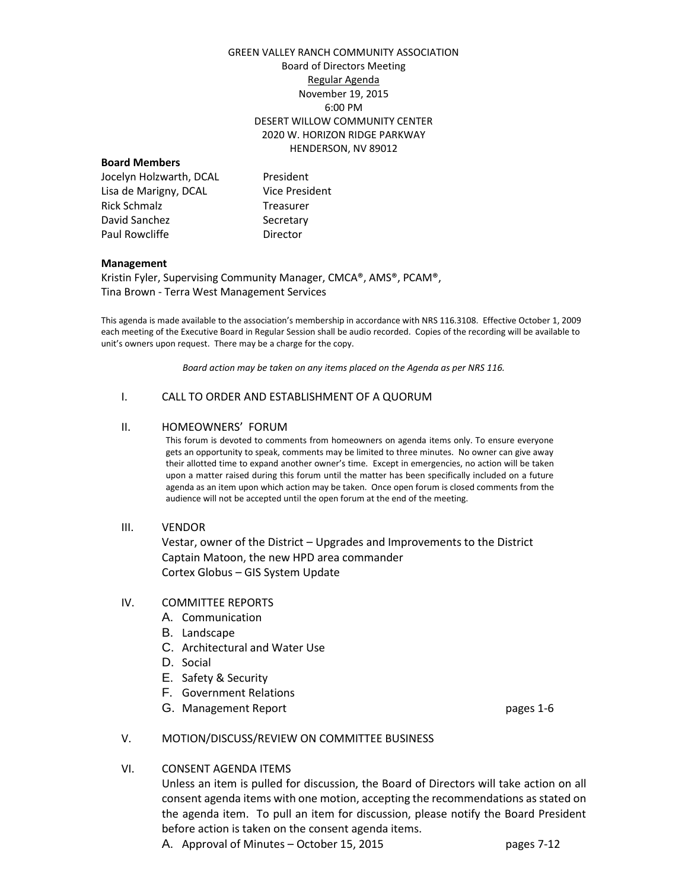GREEN VALLEY RANCH COMMUNITY ASSOCIATION
Board of Directors Meeting
Regular Agenda
November 19, 2015
6:00 PM
DESERT WILLOW COMMUNITY CENTER
2020 W. HORIZON RIDGE PARKWAY
HENDERSON, NV 89012

**Board Members**

| | |
|---|---|
| Jocelyn Holzwarth, DCAL | President |
| Lisa de Marigny, DCAL | Vice President |
| Rick Schmalz | Treasurer |
| David Sanchez | Secretary |
| Paul Rowcliffe | Director |

**Management**

Kristin Fyler, Supervising Community Manager, CMCA®, AMS®, PCAM®,
Tina Brown - Terra West Management Services

This agenda is made available to the association's membership in accordance with NRS 116.3108. Effective October 1, 2009 each meeting of the Executive Board in Regular Session shall be audio recorded. Copies of the recording will be available to unit's owners upon request. There may be a charge for the copy.

*Board action may be taken on any items placed on the Agenda as per NRS 116.*

I. CALL TO ORDER AND ESTABLISHMENT OF A QUORUM

II. HOMEOWNERS' FORUM

This forum is devoted to comments from homeowners on agenda items only. To ensure everyone gets an opportunity to speak, comments may be limited to three minutes. No owner can give away their allotted time to expand another owner's time. Except in emergencies, no action will be taken upon a matter raised during this forum until the matter has been specifically included on a future agenda as an item upon which action may be taken. Once open forum is closed comments from the audience will not be accepted until the open forum at the end of the meeting.

III. VENDOR

Vestar, owner of the District – Upgrades and Improvements to the District
Captain Matoon, the new HPD area commander
Cortex Globus – GIS System Update

IV. COMMITTEE REPORTS

A. Communication
B. Landscape
C. Architectural and Water Use
D. Social
E. Safety & Security
F. Government Relations
G. Management Report — pages 1-6

V. MOTION/DISCUSS/REVIEW ON COMMITTEE BUSINESS

VI. CONSENT AGENDA ITEMS

Unless an item is pulled for discussion, the Board of Directors will take action on all consent agenda items with one motion, accepting the recommendations as stated on the agenda item. To pull an item for discussion, please notify the Board President before action is taken on the consent agenda items.

A. Approval of Minutes – October 15, 2015 — pages 7-12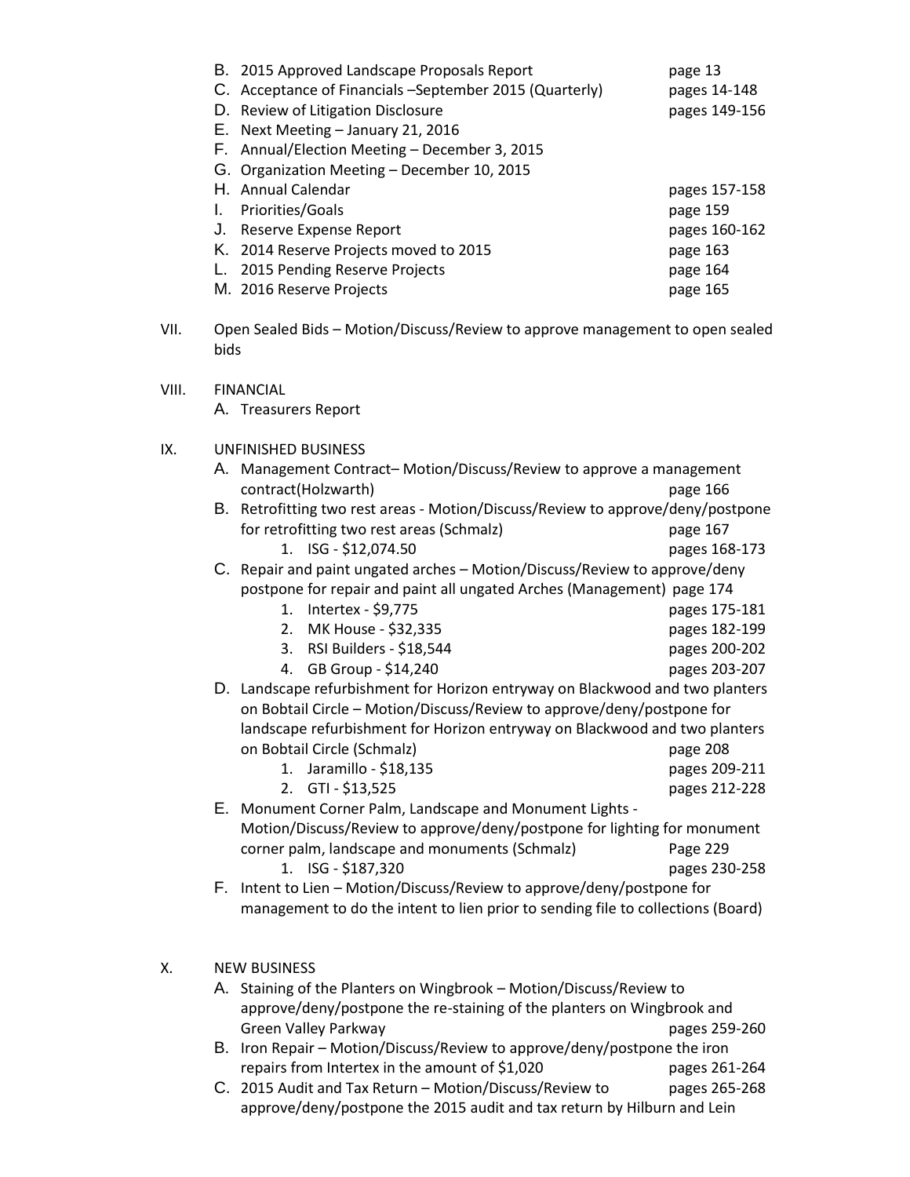B. 2015 Approved Landscape Proposals Report page 13
C. Acceptance of Financials –September 2015 (Quarterly) pages 14-148
D. Review of Litigation Disclosure pages 149-156
E. Next Meeting – January 21, 2016
F. Annual/Election Meeting – December 3, 2015
G. Organization Meeting – December 10, 2015
H. Annual Calendar pages 157-158
I. Priorities/Goals page 159
J. Reserve Expense Report pages 160-162
K. 2014 Reserve Projects moved to 2015 page 163
L. 2015 Pending Reserve Projects page 164
M. 2016 Reserve Projects page 165

VII. Open Sealed Bids – Motion/Discuss/Review to approve management to open sealed bids

VIII. FINANCIAL

A. Treasurers Report

IX. UNFINISHED BUSINESS

A. Management Contract– Motion/Discuss/Review to approve a management contract(Holzwarth) page 166
B. Retrofitting two rest areas - Motion/Discuss/Review to approve/deny/postpone for retrofitting two rest areas (Schmalz) page 167
   1. ISG - $12,074.50 pages 168-173
C. Repair and paint ungated arches – Motion/Discuss/Review to approve/deny postpone for repair and paint all ungated Arches (Management) page 174
   1. Intertex - $9,775 pages 175-181
   2. MK House - $32,335 pages 182-199
   3. RSI Builders - $18,544 pages 200-202
   4. GB Group - $14,240 pages 203-207
D. Landscape refurbishment for Horizon entryway on Blackwood and two planters on Bobtail Circle – Motion/Discuss/Review to approve/deny/postpone for landscape refurbishment for Horizon entryway on Blackwood and two planters on Bobtail Circle (Schmalz) page 208
   1. Jaramillo - $18,135 pages 209-211
   2. GTI - $13,525 pages 212-228
E. Monument Corner Palm, Landscape and Monument Lights - Motion/Discuss/Review to approve/deny/postpone for lighting for monument corner palm, landscape and monuments (Schmalz) Page 229
   1. ISG - $187,320 pages 230-258
F. Intent to Lien – Motion/Discuss/Review to approve/deny/postpone for management to do the intent to lien prior to sending file to collections (Board)

X. NEW BUSINESS

A. Staining of the Planters on Wingbrook – Motion/Discuss/Review to approve/deny/postpone the re-staining of the planters on Wingbrook and Green Valley Parkway pages 259-260
B. Iron Repair – Motion/Discuss/Review to approve/deny/postpone the iron repairs from Intertex in the amount of $1,020 pages 261-264
C. 2015 Audit and Tax Return – Motion/Discuss/Review to approve/deny/postpone the 2015 audit and tax return by Hilburn and Lein pages 265-268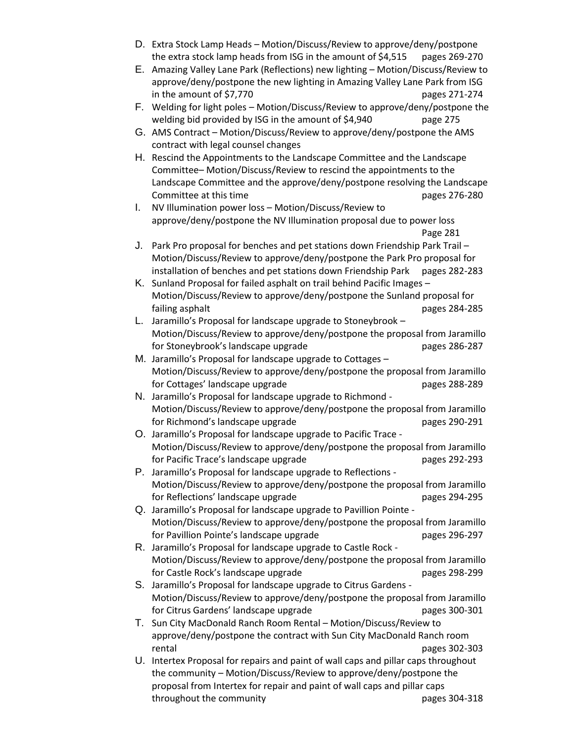D. Extra Stock Lamp Heads – Motion/Discuss/Review to approve/deny/postpone the extra stock lamp heads from ISG in the amount of $4,515 pages 269-270

E. Amazing Valley Lane Park (Reflections) new lighting – Motion/Discuss/Review to approve/deny/postpone the new lighting in Amazing Valley Lane Park from ISG in the amount of $7,770 pages 271-274

F. Welding for light poles – Motion/Discuss/Review to approve/deny/postpone the welding bid provided by ISG in the amount of $4,940 page 275

G. AMS Contract – Motion/Discuss/Review to approve/deny/postpone the AMS contract with legal counsel changes

H. Rescind the Appointments to the Landscape Committee and the Landscape Committee– Motion/Discuss/Review to rescind the appointments to the Landscape Committee and the approve/deny/postpone resolving the Landscape Committee at this time pages 276-280

I. NV Illumination power loss – Motion/Discuss/Review to approve/deny/postpone the NV Illumination proposal due to power loss Page 281

J. Park Pro proposal for benches and pet stations down Friendship Park Trail – Motion/Discuss/Review to approve/deny/postpone the Park Pro proposal for installation of benches and pet stations down Friendship Park pages 282-283

K. Sunland Proposal for failed asphalt on trail behind Pacific Images – Motion/Discuss/Review to approve/deny/postpone the Sunland proposal for failing asphalt pages 284-285

L. Jaramillo's Proposal for landscape upgrade to Stoneybrook – Motion/Discuss/Review to approve/deny/postpone the proposal from Jaramillo for Stoneybrook's landscape upgrade pages 286-287

M. Jaramillo's Proposal for landscape upgrade to Cottages – Motion/Discuss/Review to approve/deny/postpone the proposal from Jaramillo for Cottages' landscape upgrade pages 288-289

N. Jaramillo's Proposal for landscape upgrade to Richmond - Motion/Discuss/Review to approve/deny/postpone the proposal from Jaramillo for Richmond's landscape upgrade pages 290-291

O. Jaramillo's Proposal for landscape upgrade to Pacific Trace - Motion/Discuss/Review to approve/deny/postpone the proposal from Jaramillo for Pacific Trace's landscape upgrade pages 292-293

P. Jaramillo's Proposal for landscape upgrade to Reflections - Motion/Discuss/Review to approve/deny/postpone the proposal from Jaramillo for Reflections' landscape upgrade pages 294-295

Q. Jaramillo's Proposal for landscape upgrade to Pavillion Pointe - Motion/Discuss/Review to approve/deny/postpone the proposal from Jaramillo for Pavillion Pointe's landscape upgrade pages 296-297

R. Jaramillo's Proposal for landscape upgrade to Castle Rock - Motion/Discuss/Review to approve/deny/postpone the proposal from Jaramillo for Castle Rock's landscape upgrade pages 298-299

S. Jaramillo's Proposal for landscape upgrade to Citrus Gardens - Motion/Discuss/Review to approve/deny/postpone the proposal from Jaramillo for Citrus Gardens' landscape upgrade pages 300-301

T. Sun City MacDonald Ranch Room Rental – Motion/Discuss/Review to approve/deny/postpone the contract with Sun City MacDonald Ranch room rental pages 302-303

U. Intertex Proposal for repairs and paint of wall caps and pillar caps throughout the community – Motion/Discuss/Review to approve/deny/postpone the proposal from Intertex for repair and paint of wall caps and pillar caps throughout the community pages 304-318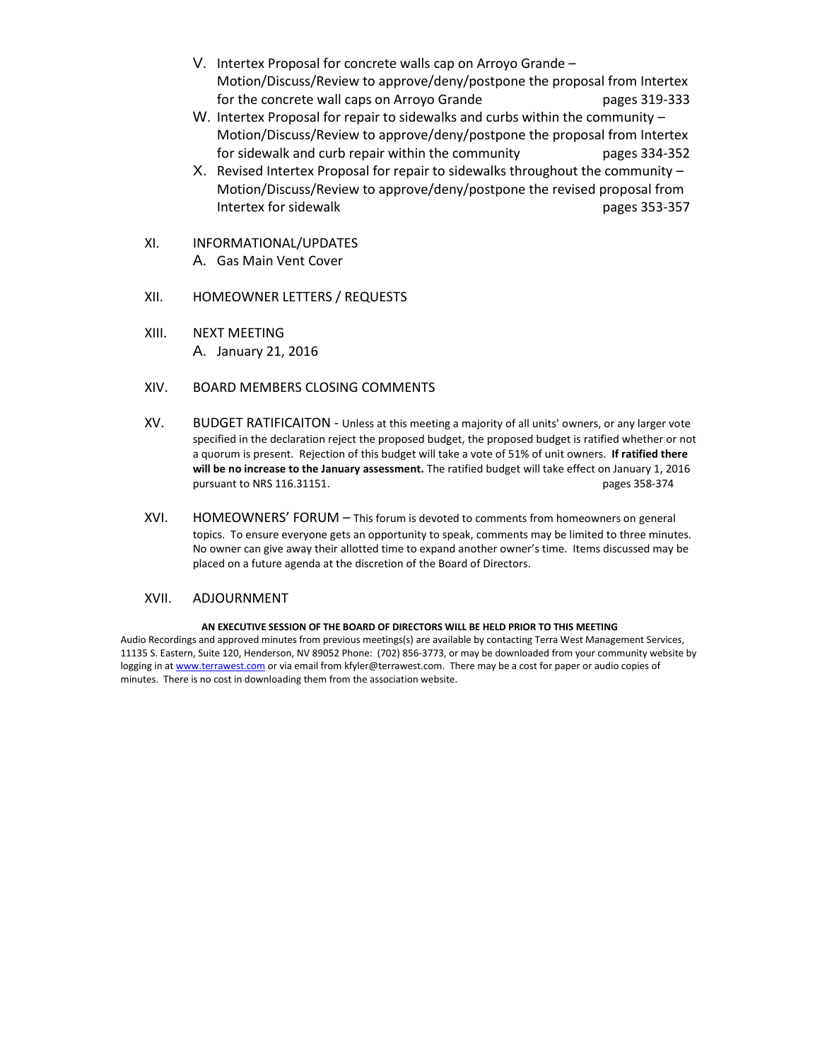V. Intertex Proposal for concrete walls cap on Arroyo Grande – Motion/Discuss/Review to approve/deny/postpone the proposal from Intertex for the concrete wall caps on Arroyo Grande pages 319-333

W. Intertex Proposal for repair to sidewalks and curbs within the community – Motion/Discuss/Review to approve/deny/postpone the proposal from Intertex for sidewalk and curb repair within the community pages 334-352

X. Revised Intertex Proposal for repair to sidewalks throughout the community – Motion/Discuss/Review to approve/deny/postpone the revised proposal from Intertex for sidewalk pages 353-357

XI. INFORMATIONAL/UPDATES

A. Gas Main Vent Cover

XII. HOMEOWNER LETTERS / REQUESTS

XIII. NEXT MEETING

A. January 21, 2016

XIV. BOARD MEMBERS CLOSING COMMENTS

XV. BUDGET RATIFICAITON - Unless at this meeting a majority of all units' owners, or any larger vote specified in the declaration reject the proposed budget, the proposed budget is ratified whether or not a quorum is present. Rejection of this budget will take a vote of 51% of unit owners. **If ratified there will be no increase to the January assessment.** The ratified budget will take effect on January 1, 2016 pursuant to NRS 116.31151. pages 358-374

XVI. HOMEOWNERS' FORUM – This forum is devoted to comments from homeowners on general topics. To ensure everyone gets an opportunity to speak, comments may be limited to three minutes. No owner can give away their allotted time to expand another owner's time. Items discussed may be placed on a future agenda at the discretion of the Board of Directors.

XVII. ADJOURNMENT

**AN EXECUTIVE SESSION OF THE BOARD OF DIRECTORS WILL BE HELD PRIOR TO THIS MEETING**

Audio Recordings and approved minutes from previous meetings(s) are available by contacting Terra West Management Services, 11135 S. Eastern, Suite 120, Henderson, NV 89052 Phone: (702) 856-3773, or may be downloaded from your community website by logging in at www.terrawest.com or via email from kfyler@terrawest.com. There may be a cost for paper or audio copies of minutes. There is no cost in downloading them from the association website.